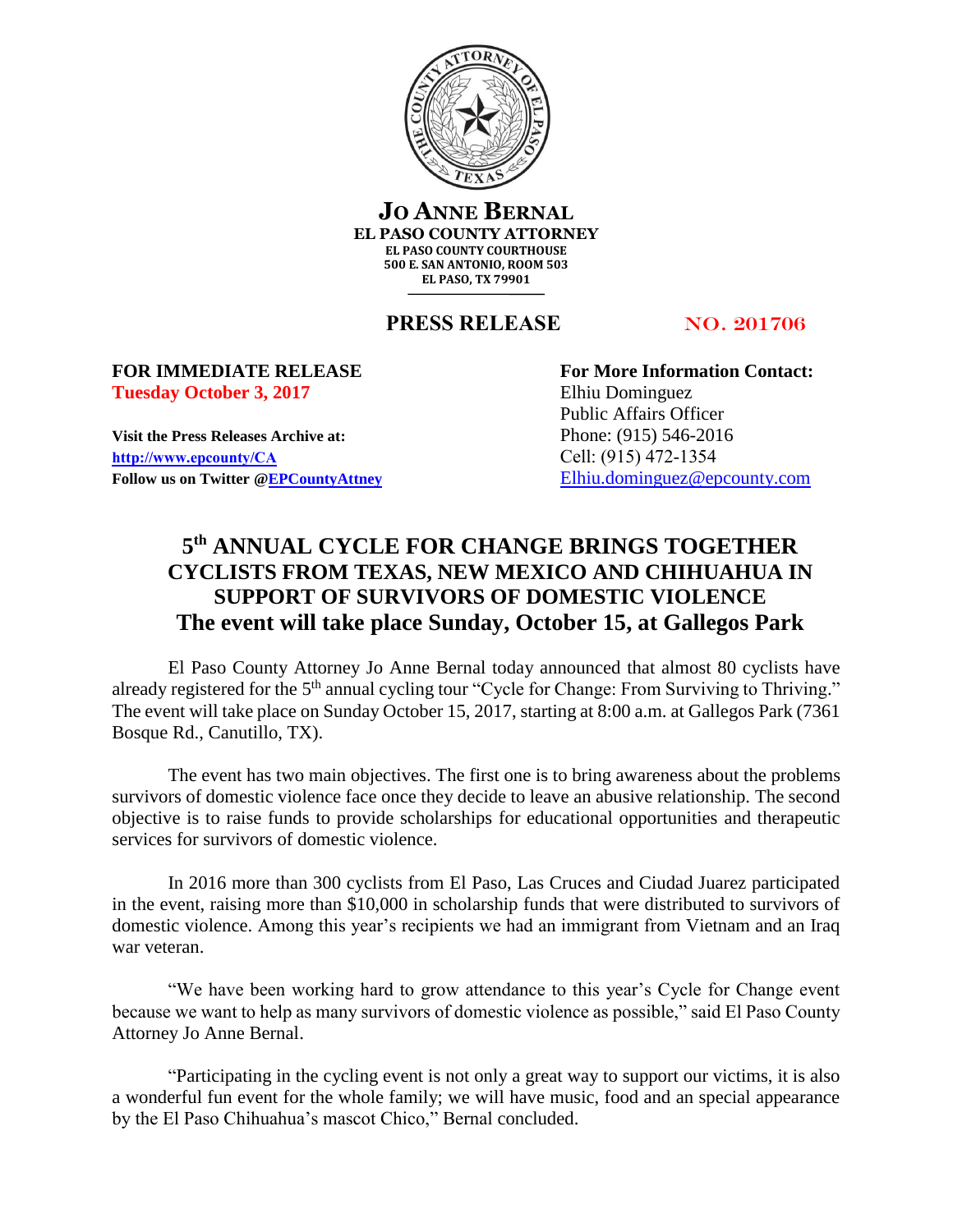**JO ANNE BERNAL**
**EL PASO COUNTY ATTORNEY**
**EL PASO COUNTY COURTHOUSE**
**500 E. SAN ANTONIO, ROOM 503**
**EL PASO, TX 79901**

**PRESS RELEASE** **NO. 201706**

**FOR IMMEDIATE RELEASE**
**Tuesday October 3, 2017**

**Visit the Press Releases Archive at:**
**[http://www.epcounty/CA](http://www.epcounty/CA)**
**Follow us on Twitter @EPCountyAttney**

**For More Information Contact:**
Elhiu Dominguez
Public Affairs Officer
Phone: (915) 546-2016
Cell: (915) 472-1354
Elhiu.dominguez@epcounty.com

# 5th ANNUAL CYCLE FOR CHANGE BRINGS TOGETHER CYCLISTS FROM TEXAS, NEW MEXICO AND CHIHUAHUA IN SUPPORT OF SURVIVORS OF DOMESTIC VIOLENCE

## The event will take place Sunday, October 15, at Gallegos Park

El Paso County Attorney Jo Anne Bernal today announced that almost 80 cyclists have already registered for the 5th annual cycling tour "Cycle for Change: From Surviving to Thriving." The event will take place on Sunday October 15, 2017, starting at 8:00 a.m. at Gallegos Park (7361 Bosque Rd., Canutillo, TX).

The event has two main objectives. The first one is to bring awareness about the problems survivors of domestic violence face once they decide to leave an abusive relationship. The second objective is to raise funds to provide scholarships for educational opportunities and therapeutic services for survivors of domestic violence.

In 2016 more than 300 cyclists from El Paso, Las Cruces and Ciudad Juarez participated in the event, raising more than $10,000 in scholarship funds that were distributed to survivors of domestic violence. Among this year's recipients we had an immigrant from Vietnam and an Iraq war veteran.

"We have been working hard to grow attendance to this year's Cycle for Change event because we want to help as many survivors of domestic violence as possible," said El Paso County Attorney Jo Anne Bernal.

"Participating in the cycling event is not only a great way to support our victims, it is also a wonderful fun event for the whole family; we will have music, food and an special appearance by the El Paso Chihuahua's mascot Chico," Bernal concluded.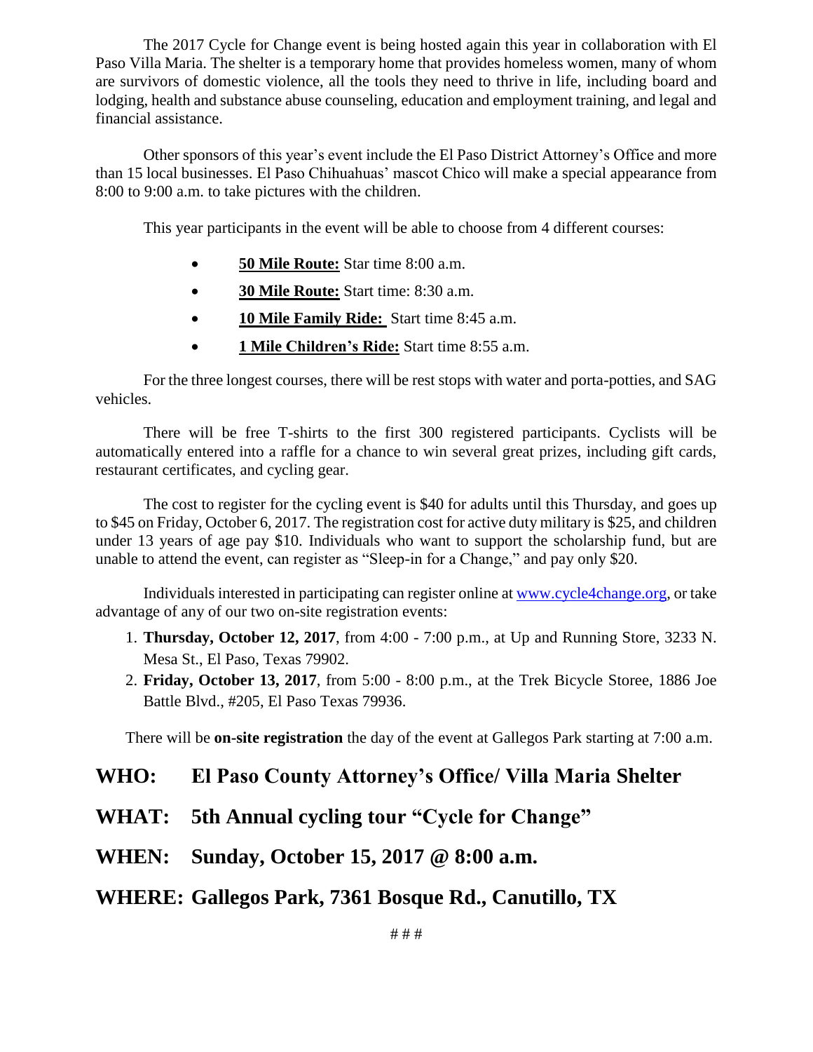The 2017 Cycle for Change event is being hosted again this year in collaboration with El Paso Villa Maria. The shelter is a temporary home that provides homeless women, many of whom are survivors of domestic violence, all the tools they need to thrive in life, including board and lodging, health and substance abuse counseling, education and employment training, and legal and financial assistance.

Other sponsors of this year's event include the El Paso District Attorney's Office and more than 15 local businesses. El Paso Chihuahuas' mascot Chico will make a special appearance from 8:00 to 9:00 a.m. to take pictures with the children.

This year participants in the event will be able to choose from 4 different courses:

- **50 Mile Route:** Star time 8:00 a.m.
- **30 Mile Route:** Start time: 8:30 a.m.
- **10 Mile Family Ride:** Start time 8:45 a.m.
- **1 Mile Children's Ride:** Start time 8:55 a.m.

For the three longest courses, there will be rest stops with water and porta-potties, and SAG vehicles.

There will be free T-shirts to the first 300 registered participants. Cyclists will be automatically entered into a raffle for a chance to win several great prizes, including gift cards, restaurant certificates, and cycling gear.

The cost to register for the cycling event is $40 for adults until this Thursday, and goes up to $45 on Friday, October 6, 2017. The registration cost for active duty military is $25, and children under 13 years of age pay $10. Individuals who want to support the scholarship fund, but are unable to attend the event, can register as "Sleep-in for a Change," and pay only $20.

Individuals interested in participating can register online at www.cycle4change.org, or take advantage of any of our two on-site registration events:

1. **Thursday, October 12, 2017**, from 4:00 - 7:00 p.m., at Up and Running Store, 3233 N. Mesa St., El Paso, Texas 79902.
2. **Friday, October 13, 2017**, from 5:00 - 8:00 p.m., at the Trek Bicycle Storee, 1886 Joe Battle Blvd., #205, El Paso Texas 79936.

There will be **on-site registration** the day of the event at Gallegos Park starting at 7:00 a.m.

## WHO: El Paso County Attorney's Office/ Villa Maria Shelter

## WHAT: 5th Annual cycling tour "Cycle for Change"

## WHEN: Sunday, October 15, 2017 @ 8:00 a.m.

## WHERE: Gallegos Park, 7361 Bosque Rd., Canutillo, TX

# # #